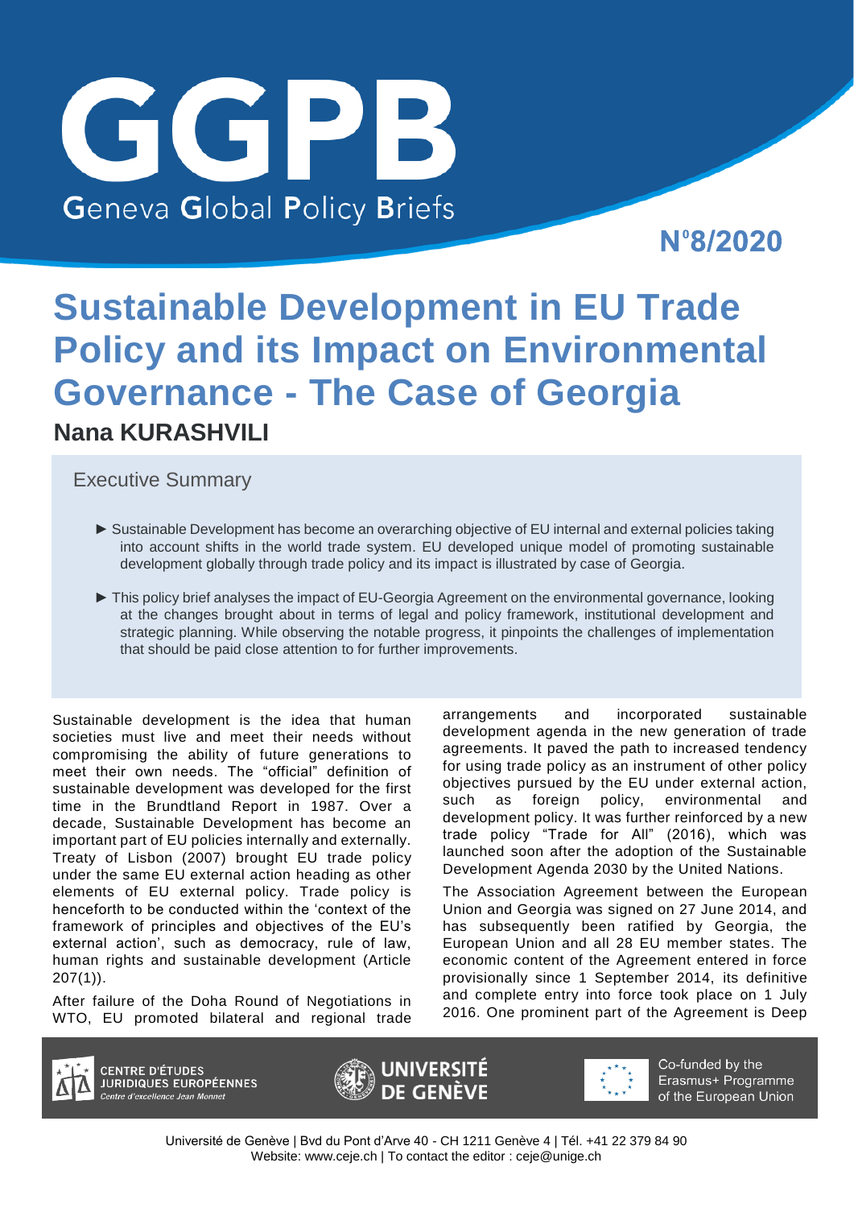# GGPB

Geneva Global Policy Briefs

N°8/2020

# Sustainable Development in EU Trade Policy and its Impact on Environmental Governance - The Case of Georgia

**Nana KURASHVILI**

## Executive Summary

- ► Sustainable Development has become an overarching objective of EU internal and external policies taking into account shifts in the world trade system. EU developed unique model of promoting sustainable development globally through trade policy and its impact is illustrated by case of Georgia.
- ► This policy brief analyses the impact of EU-Georgia Agreement on the environmental governance, looking at the changes brought about in terms of legal and policy framework, institutional development and strategic planning. While observing the notable progress, it pinpoints the challenges of implementation that should be paid close attention to for further improvements.

Sustainable development is the idea that human societies must live and meet their needs without compromising the ability of future generations to meet their own needs. The "official" definition of sustainable development was developed for the first time in the Brundtland Report in 1987. Over a decade, Sustainable Development has become an important part of EU policies internally and externally. Treaty of Lisbon (2007) brought EU trade policy under the same EU external action heading as other elements of EU external policy. Trade policy is henceforth to be conducted within the 'context of the framework of principles and objectives of the EU's external action', such as democracy, rule of law, human rights and sustainable development (Article 207(1)).

After failure of the Doha Round of Negotiations in WTO, EU promoted bilateral and regional trade arrangements and incorporated sustainable development agenda in the new generation of trade agreements. It paved the path to increased tendency for using trade policy as an instrument of other policy objectives pursued by the EU under external action, such as foreign policy, environmental and development policy. It was further reinforced by a new trade policy "Trade for All" (2016), which was launched soon after the adoption of the Sustainable Development Agenda 2030 by the United Nations.

The Association Agreement between the European Union and Georgia was signed on 27 June 2014, and has subsequently been ratified by Georgia, the European Union and all 28 EU member states. The economic content of the Agreement entered in force provisionally since 1 September 2014, its definitive and complete entry into force took place on 1 July 2016. One prominent part of the Agreement is Deep

CENTRE D'ÉTUDES JURIDIQUES EUROPÉENNES
Centre d'excellence Jean Monnet

UNIVERSITÉ DE GENÈVE

Co-funded by the Erasmus+ Programme of the European Union

Université de Genève | Bvd du Pont d'Arve 40 - CH 1211 Genève 4 | Tél. +41 22 379 84 90
Website: www.ceje.ch | To contact the editor : ceje@unige.ch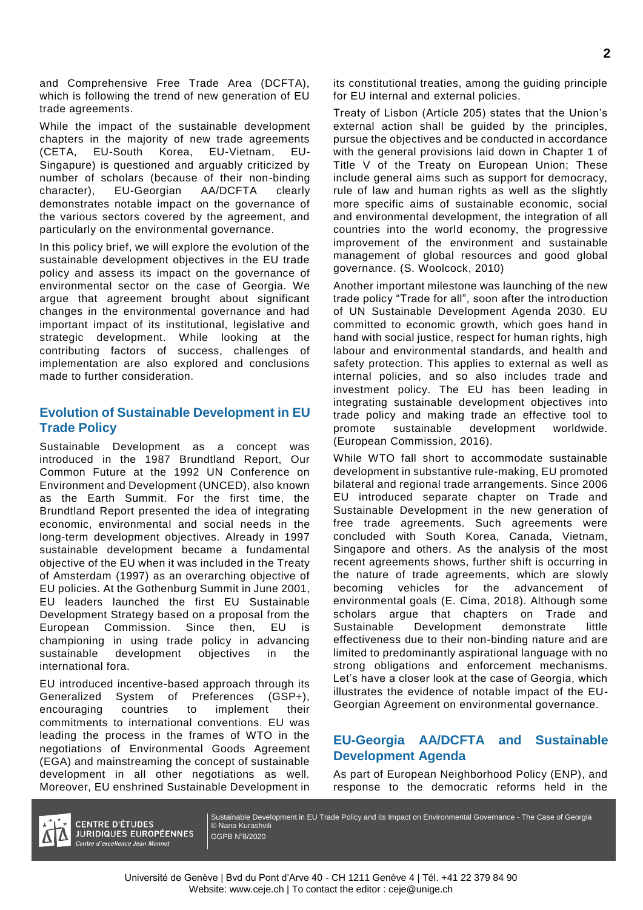and Comprehensive Free Trade Area (DCFTA), which is following the trend of new generation of EU trade agreements.

While the impact of the sustainable development chapters in the majority of new trade agreements (CETA, EU-South Korea, EU-Vietnam, EU-Singapure) is questioned and arguably criticized by number of scholars (because of their non-binding character), EU-Georgian AA/DCFTA clearly demonstrates notable impact on the governance of the various sectors covered by the agreement, and particularly on the environmental governance.

In this policy brief, we will explore the evolution of the sustainable development objectives in the EU trade policy and assess its impact on the governance of environmental sector on the case of Georgia. We argue that agreement brought about significant changes in the environmental governance and had important impact of its institutional, legislative and strategic development. While looking at the contributing factors of success, challenges of implementation are also explored and conclusions made to further consideration.

## Evolution of Sustainable Development in EU Trade Policy

Sustainable Development as a concept was introduced in the 1987 Brundtland Report, Our Common Future at the 1992 UN Conference on Environment and Development (UNCED), also known as the Earth Summit. For the first time, the Brundtland Report presented the idea of integrating economic, environmental and social needs in the long-term development objectives. Already in 1997 sustainable development became a fundamental objective of the EU when it was included in the Treaty of Amsterdam (1997) as an overarching objective of EU policies. At the Gothenburg Summit in June 2001, EU leaders launched the first EU Sustainable Development Strategy based on a proposal from the European Commission. Since then, EU is championing in using trade policy in advancing sustainable development objectives in the international fora.

EU introduced incentive-based approach through its Generalized System of Preferences (GSP+), encouraging countries to implement their commitments to international conventions. EU was leading the process in the frames of WTO in the negotiations of Environmental Goods Agreement (EGA) and mainstreaming the concept of sustainable development in all other negotiations as well. Moreover, EU enshrined Sustainable Development in its constitutional treaties, among the guiding principle for EU internal and external policies.

Treaty of Lisbon (Article 205) states that the Union's external action shall be guided by the principles, pursue the objectives and be conducted in accordance with the general provisions laid down in Chapter 1 of Title V of the Treaty on European Union; These include general aims such as support for democracy, rule of law and human rights as well as the slightly more specific aims of sustainable economic, social and environmental development, the integration of all countries into the world economy, the progressive improvement of the environment and sustainable management of global resources and good global governance. (S. Woolcock, 2010)

Another important milestone was launching of the new trade policy "Trade for all", soon after the introduction of UN Sustainable Development Agenda 2030. EU committed to economic growth, which goes hand in hand with social justice, respect for human rights, high labour and environmental standards, and health and safety protection. This applies to external as well as internal policies, and so also includes trade and investment policy. The EU has been leading in integrating sustainable development objectives into trade policy and making trade an effective tool to promote sustainable development worldwide. (European Commission, 2016).

While WTO fall short to accommodate sustainable development in substantive rule-making, EU promoted bilateral and regional trade arrangements. Since 2006 EU introduced separate chapter on Trade and Sustainable Development in the new generation of free trade agreements. Such agreements were concluded with South Korea, Canada, Vietnam, Singapore and others. As the analysis of the most recent agreements shows, further shift is occurring in the nature of trade agreements, which are slowly becoming vehicles for the advancement of environmental goals (E. Cima, 2018). Although some scholars argue that chapters on Trade and Sustainable Development demonstrate little effectiveness due to their non-binding nature and are limited to predominantly aspirational language with no strong obligations and enforcement mechanisms. Let's have a closer look at the case of Georgia, which illustrates the evidence of notable impact of the EU-Georgian Agreement on environmental governance.

## EU-Georgia AA/DCFTA and Sustainable Development Agenda

As part of European Neighborhood Policy (ENP), and response to the democratic reforms held in the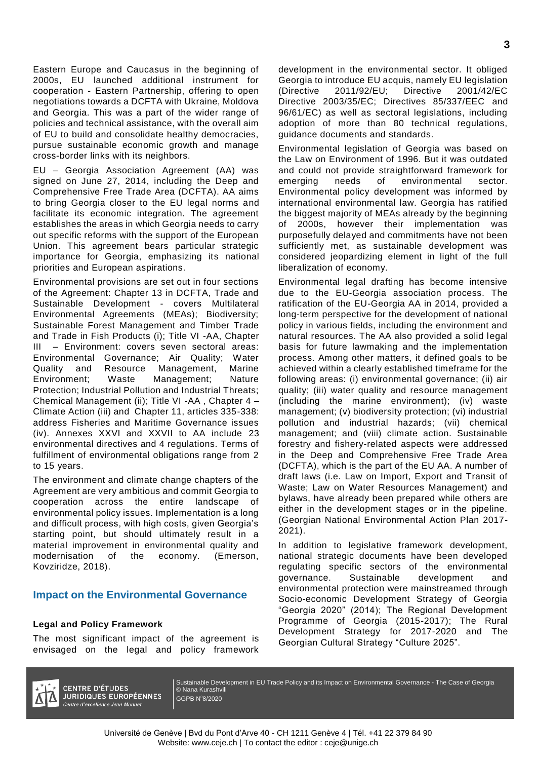Eastern Europe and Caucasus in the beginning of 2000s, EU launched additional instrument for cooperation - Eastern Partnership, offering to open negotiations towards a DCFTA with Ukraine, Moldova and Georgia. This was a part of the wider range of policies and technical assistance, with the overall aim of EU to build and consolidate healthy democracies, pursue sustainable economic growth and manage cross-border links with its neighbors.

EU – Georgia Association Agreement (AA) was signed on June 27, 2014, including the Deep and Comprehensive Free Trade Area (DCFTA). AA aims to bring Georgia closer to the EU legal norms and facilitate its economic integration. The agreement establishes the areas in which Georgia needs to carry out specific reforms with the support of the European Union. This agreement bears particular strategic importance for Georgia, emphasizing its national priorities and European aspirations.

Environmental provisions are set out in four sections of the Agreement: Chapter 13 in DCFTA, Trade and Sustainable Development - covers Multilateral Environmental Agreements (MEAs); Biodiversity; Sustainable Forest Management and Timber Trade and Trade in Fish Products (i); Title VI -AA, Chapter III – Environment: covers seven sectoral areas: Environmental Governance; Air Quality; Water Quality and Resource Management, Marine Environment; Waste Management; Nature Protection; Industrial Pollution and Industrial Threats; Chemical Management (ii); Title VI -AA , Chapter 4 – Climate Action (iii) and Chapter 11, articles 335-338: address Fisheries and Maritime Governance issues (iv). Annexes XXVI and XXVII to AA include 23 environmental directives and 4 regulations. Terms of fulfillment of environmental obligations range from 2 to 15 years.

The environment and climate change chapters of the Agreement are very ambitious and commit Georgia to cooperation across the entire landscape of environmental policy issues. Implementation is a long and difficult process, with high costs, given Georgia's starting point, but should ultimately result in a material improvement in environmental quality and modernisation of the economy. (Emerson, Kovziridze, 2018).

## Impact on the Environmental Governance

### Legal and Policy Framework

The most significant impact of the agreement is envisaged on the legal and policy framework development in the environmental sector. It obliged Georgia to introduce EU acquis, namely EU legislation (Directive 2011/92/EU; Directive 2001/42/EC Directive 2003/35/EC; Directives 85/337/EEC and 96/61/EC) as well as sectoral legislations, including adoption of more than 80 technical regulations, guidance documents and standards.

Environmental legislation of Georgia was based on the Law on Environment of 1996. But it was outdated and could not provide straightforward framework for emerging needs of environmental sector. Environmental policy development was informed by international environmental law. Georgia has ratified the biggest majority of MEAs already by the beginning of 2000s, however their implementation was purposefully delayed and commitments have not been sufficiently met, as sustainable development was considered jeopardizing element in light of the full liberalization of economy.

Environmental legal drafting has become intensive due to the EU-Georgia association process. The ratification of the EU-Georgia AA in 2014, provided a long-term perspective for the development of national policy in various fields, including the environment and natural resources. The AA also provided a solid legal basis for future lawmaking and the implementation process. Among other matters, it defined goals to be achieved within a clearly established timeframe for the following areas: (i) environmental governance; (ii) air quality; (iii) water quality and resource management (including the marine environment); (iv) waste management; (v) biodiversity protection; (vi) industrial pollution and industrial hazards; (vii) chemical management; and (viii) climate action. Sustainable forestry and fishery-related aspects were addressed in the Deep and Comprehensive Free Trade Area (DCFTA), which is the part of the EU AA. A number of draft laws (i.e. Law on Import, Export and Transit of Waste; Law on Water Resources Management) and bylaws, have already been prepared while others are either in the development stages or in the pipeline. (Georgian National Environmental Action Plan 2017-2021).

In addition to legislative framework development, national strategic documents have been developed regulating specific sectors of the environmental governance. Sustainable development and environmental protection were mainstreamed through Socio-economic Development Strategy of Georgia "Georgia 2020" (2014); The Regional Development Programme of Georgia (2015-2017); The Rural Development Strategy for 2017-2020 and The Georgian Cultural Strategy "Culture 2025".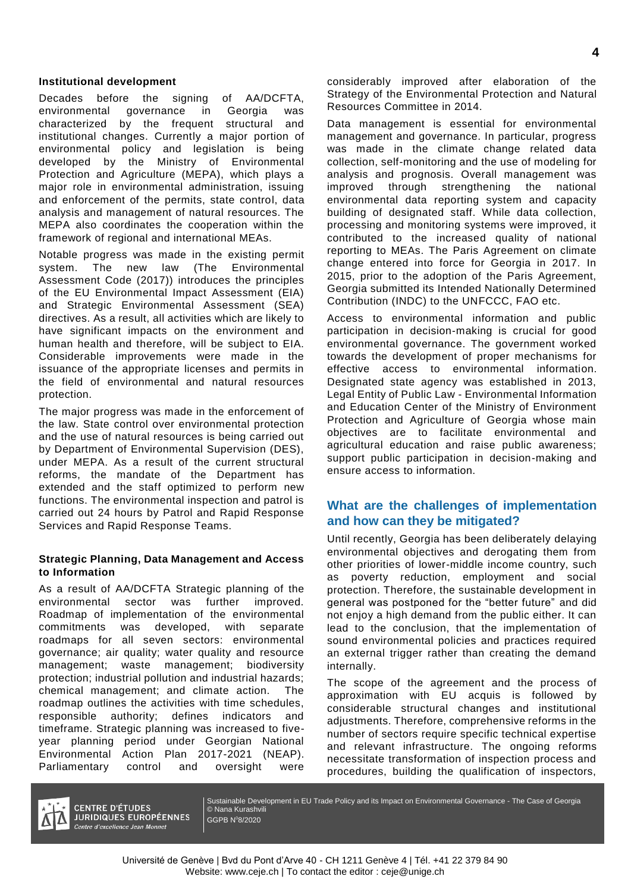**Institutional development**

Decades before the signing of AA/DCFTA, environmental governance in Georgia was characterized by the frequent structural and institutional changes. Currently a major portion of environmental policy and legislation is being developed by the Ministry of Environmental Protection and Agriculture (MEPA), which plays a major role in environmental administration, issuing and enforcement of the permits, state control, data analysis and management of natural resources. The MEPA also coordinates the cooperation within the framework of regional and international MEAs.

Notable progress was made in the existing permit system. The new law (The Environmental Assessment Code (2017)) introduces the principles of the EU Environmental Impact Assessment (EIA) and Strategic Environmental Assessment (SEA) directives. As a result, all activities which are likely to have significant impacts on the environment and human health and therefore, will be subject to EIA. Considerable improvements were made in the issuance of the appropriate licenses and permits in the field of environmental and natural resources protection.

The major progress was made in the enforcement of the law. State control over environmental protection and the use of natural resources is being carried out by Department of Environmental Supervision (DES), under MEPA. As a result of the current structural reforms, the mandate of the Department has extended and the staff optimized to perform new functions. The environmental inspection and patrol is carried out 24 hours by Patrol and Rapid Response Services and Rapid Response Teams.

**Strategic Planning, Data Management and Access to Information**

As a result of AA/DCFTA Strategic planning of the environmental sector was further improved. Roadmap of implementation of the environmental commitments was developed, with separate roadmaps for all seven sectors: environmental governance; air quality; water quality and resource management; waste management; biodiversity protection; industrial pollution and industrial hazards; chemical management; and climate action. The roadmap outlines the activities with time schedules, responsible authority; defines indicators and timeframe. Strategic planning was increased to five-year planning period under Georgian National Environmental Action Plan 2017-2021 (NEAP). Parliamentary control and oversight were considerably improved after elaboration of the Strategy of the Environmental Protection and Natural Resources Committee in 2014.

Data management is essential for environmental management and governance. In particular, progress was made in the climate change related data collection, self-monitoring and the use of modeling for analysis and prognosis. Overall management was improved through strengthening the national environmental data reporting system and capacity building of designated staff. While data collection, processing and monitoring systems were improved, it contributed to the increased quality of national reporting to MEAs. The Paris Agreement on climate change entered into force for Georgia in 2017. In 2015, prior to the adoption of the Paris Agreement, Georgia submitted its Intended Nationally Determined Contribution (INDC) to the UNFCCC, FAO etc.

Access to environmental information and public participation in decision-making is crucial for good environmental governance. The government worked towards the development of proper mechanisms for effective access to environmental information. Designated state agency was established in 2013, Legal Entity of Public Law - Environmental Information and Education Center of the Ministry of Environment Protection and Agriculture of Georgia whose main objectives are to facilitate environmental and agricultural education and raise public awareness; support public participation in decision-making and ensure access to information.

## What are the challenges of implementation and how can they be mitigated?

Until recently, Georgia has been deliberately delaying environmental objectives and derogating them from other priorities of lower-middle income country, such as poverty reduction, employment and social protection. Therefore, the sustainable development in general was postponed for the "better future" and did not enjoy a high demand from the public either. It can lead to the conclusion, that the implementation of sound environmental policies and practices required an external trigger rather than creating the demand internally.

The scope of the agreement and the process of approximation with EU acquis is followed by considerable structural changes and institutional adjustments. Therefore, comprehensive reforms in the number of sectors require specific technical expertise and relevant infrastructure. The ongoing reforms necessitate transformation of inspection process and procedures, building the qualification of inspectors,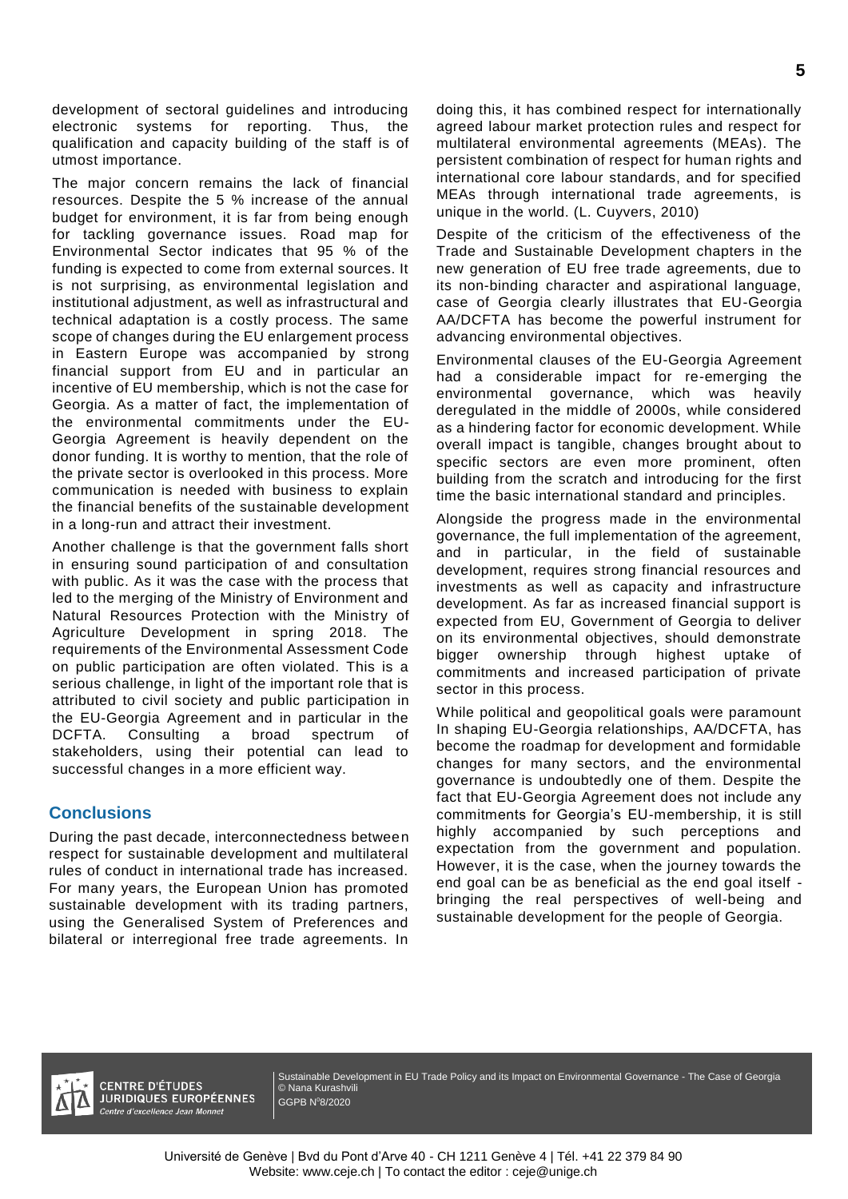development of sectoral guidelines and introducing electronic systems for reporting. Thus, the qualification and capacity building of the staff is of utmost importance.

The major concern remains the lack of financial resources. Despite the 5 % increase of the annual budget for environment, it is far from being enough for tackling governance issues. Road map for Environmental Sector indicates that 95 % of the funding is expected to come from external sources. It is not surprising, as environmental legislation and institutional adjustment, as well as infrastructural and technical adaptation is a costly process. The same scope of changes during the EU enlargement process in Eastern Europe was accompanied by strong financial support from EU and in particular an incentive of EU membership, which is not the case for Georgia. As a matter of fact, the implementation of the environmental commitments under the EU-Georgia Agreement is heavily dependent on the donor funding. It is worthy to mention, that the role of the private sector is overlooked in this process. More communication is needed with business to explain the financial benefits of the sustainable development in a long-run and attract their investment.

Another challenge is that the government falls short in ensuring sound participation of and consultation with public. As it was the case with the process that led to the merging of the Ministry of Environment and Natural Resources Protection with the Ministry of Agriculture Development in spring 2018. The requirements of the Environmental Assessment Code on public participation are often violated. This is a serious challenge, in light of the important role that is attributed to civil society and public participation in the EU-Georgia Agreement and in particular in the DCFTA. Consulting a broad spectrum of stakeholders, using their potential can lead to successful changes in a more efficient way.

## Conclusions

During the past decade, interconnectedness between respect for sustainable development and multilateral rules of conduct in international trade has increased. For many years, the European Union has promoted sustainable development with its trading partners, using the Generalised System of Preferences and bilateral or interregional free trade agreements. In doing this, it has combined respect for internationally agreed labour market protection rules and respect for multilateral environmental agreements (MEAs). The persistent combination of respect for human rights and international core labour standards, and for specified MEAs through international trade agreements, is unique in the world. (L. Cuyvers, 2010)

Despite of the criticism of the effectiveness of the Trade and Sustainable Development chapters in the new generation of EU free trade agreements, due to its non-binding character and aspirational language, case of Georgia clearly illustrates that EU-Georgia AA/DCFTA has become the powerful instrument for advancing environmental objectives.

Environmental clauses of the EU-Georgia Agreement had a considerable impact for re-emerging the environmental governance, which was heavily deregulated in the middle of 2000s, while considered as a hindering factor for economic development. While overall impact is tangible, changes brought about to specific sectors are even more prominent, often building from the scratch and introducing for the first time the basic international standard and principles.

Alongside the progress made in the environmental governance, the full implementation of the agreement, and in particular, in the field of sustainable development, requires strong financial resources and investments as well as capacity and infrastructure development. As far as increased financial support is expected from EU, Government of Georgia to deliver on its environmental objectives, should demonstrate bigger ownership through highest uptake of commitments and increased participation of private sector in this process.

While political and geopolitical goals were paramount In shaping EU-Georgia relationships, AA/DCFTA, has become the roadmap for development and formidable changes for many sectors, and the environmental governance is undoubtedly one of them. Despite the fact that EU-Georgia Agreement does not include any commitments for Georgia's EU-membership, it is still highly accompanied by such perceptions and expectation from the government and population. However, it is the case, when the journey towards the end goal can be as beneficial as the end goal itself - bringing the real perspectives of well-being and sustainable development for the people of Georgia.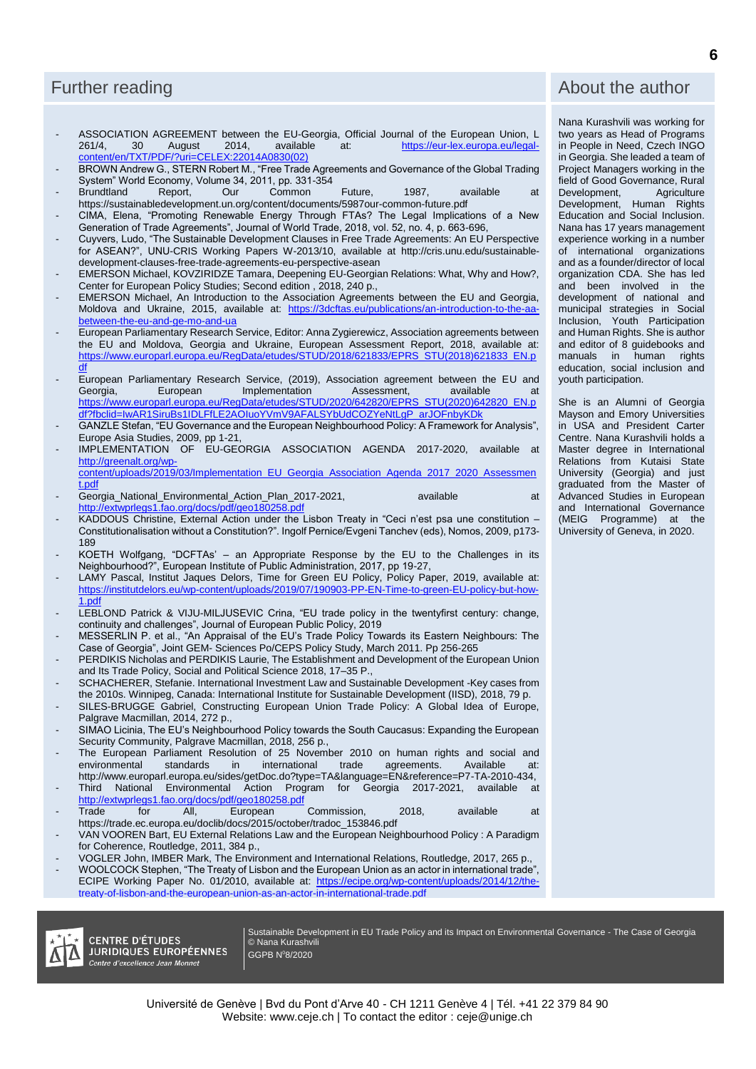## Further reading

- ASSOCIATION AGREEMENT between the EU-Georgia, Official Journal of the European Union, L 261/4, 30 August 2014, available at: https://eur-lex.europa.eu/legal-content/en/TXT/PDF/?uri=CELEX:22014A0830(02)
- BROWN Andrew G., STERN Robert M., "Free Trade Agreements and Governance of the Global Trading System" World Economy, Volume 34, 2011, pp. 331-354
- Brundtland Report, Our Common Future, 1987, available at https://sustainabledevelopment.un.org/content/documents/5987our-common-future.pdf
- CIMA, Elena, "Promoting Renewable Energy Through FTAs? The Legal Implications of a New Generation of Trade Agreements", Journal of World Trade, 2018, vol. 52, no. 4, p. 663-696,
- Cuyvers, Ludo, "The Sustainable Development Clauses in Free Trade Agreements: An EU Perspective for ASEAN?", UNU-CRIS Working Papers W-2013/10, available at http://cris.unu.edu/sustainable-development-clauses-free-trade-agreements-eu-perspective-asean
- EMERSON Michael, KOVZIRIDZE Tamara, Deepening EU-Georgian Relations: What, Why and How?, Center for European Policy Studies; Second edition , 2018, 240 p.,
- EMERSON Michael, An Introduction to the Association Agreements between the EU and Georgia, Moldova and Ukraine, 2015, available at: https://3dcftas.eu/publications/an-introduction-to-the-aa-between-the-eu-and-ge-mo-and-ua
- European Parliamentary Research Service, Editor: Anna Zygierewicz, Association agreements between the EU and Moldova, Georgia and Ukraine, European Assessment Report, 2018, available at: https://www.europarl.europa.eu/RegData/etudes/STUD/2018/621833/EPRS_STU(2018)621833_EN.pdf
- European Parliamentary Research Service, (2019), Association agreement between the EU and Georgia, European Implementation Assessment, available at https://www.europarl.europa.eu/RegData/etudes/STUD/2020/642820/EPRS_STU(2020)642820_EN.pdf?fbclid=IwAR1SiruBs1IDLFfLE2AOIuoYVmV9AFALSYbUdCOZYeNtLgP_arJOFnbyKDk
- GANZLE Stefan, "EU Governance and the European Neighbourhood Policy: A Framework for Analysis", Europe Asia Studies, 2009, pp 1-21,
- IMPLEMENTATION OF EU-GEORGIA ASSOCIATION AGENDA 2017-2020, available at http://greenalt.org/wp-content/uploads/2019/03/Implementation_EU_Georgia_Association_Agenda_2017_2020_Assessment.pdf
- Georgia_National_Environmental_Action_Plan_2017-2021, available at http://extwprlegs1.fao.org/docs/pdf/geo180258.pdf
- KADDOUS Christine, External Action under the Lisbon Treaty in "Ceci n'est psa une constitution – Constitutionalisation without a Constitution?". Ingolf Pernice/Evgeni Tanchev (eds), Nomos, 2009, p173-189
- KOETH Wolfgang, "DCFTAs' – an Appropriate Response by the EU to the Challenges in its Neighbourhood?", European Institute of Public Administration, 2017, pp 19-27,
- LAMY Pascal, Institut Jaques Delors, Time for Green EU Policy, Policy Paper, 2019, available at: https://institutdelors.eu/wp-content/uploads/2019/07/190903-PP-EN-Time-to-green-EU-policy-but-how-1.pdf
- LEBLOND Patrick & VIJU-MILJUSEVIC Crina, "EU trade policy in the twentyfirst century: change, continuity and challenges", Journal of European Public Policy, 2019
- MESSERLIN P. et al., "An Appraisal of the EU's Trade Policy Towards its Eastern Neighbours: The Case of Georgia", Joint GEM- Sciences Po/CEPS Policy Study, March 2011. Pp 256-265
- PERDIKIS Nicholas and PERDIKIS Laurie, The Establishment and Development of the European Union and Its Trade Policy, Social and Political Science 2018, 17–35 P.,
- SCHACHERER, Stefanie. International Investment Law and Sustainable Development -Key cases from the 2010s. Winnipeg, Canada: International Institute for Sustainable Development (IISD), 2018, 79 p.
- SILES-BRUGGE Gabriel, Constructing European Union Trade Policy: A Global Idea of Europe, Palgrave Macmillan, 2014, 272 p.,
- SIMAO Licinia, The EU's Neighbourhood Policy towards the South Caucasus: Expanding the European Security Community, Palgrave Macmillan, 2018, 256 p.,
- The European Parliament Resolution of 25 November 2010 on human rights and social and environmental standards in international trade agreements. Available at: http://www.europarl.europa.eu/sides/getDoc.do?type=TA&language=EN&reference=P7-TA-2010-434,
- Third National Environmental Action Program for Georgia 2017-2021, available at http://extwprlegs1.fao.org/docs/pdf/geo180258.pdf
- Trade for All, European Commission, 2018, available at https://trade.ec.europa.eu/doclib/docs/2015/october/tradoc_153846.pdf
- VAN VOOREN Bart, EU External Relations Law and the European Neighbourhood Policy : A Paradigm for Coherence, Routledge, 2011, 384 p.,
- VOGLER John, IMBER Mark, The Environment and International Relations, Routledge, 2017, 265 p.,
- WOOLCOCK Stephen, "The Treaty of Lisbon and the European Union as an actor in international trade", ECIPE Working Paper No. 01/2010, available at: https://ecipe.org/wp-content/uploads/2014/12/the-treaty-of-lisbon-and-the-european-union-as-an-actor-in-international-trade.pdf

## About the author

Nana Kurashvili was working for two years as Head of Programs in People in Need, Czech INGO in Georgia. She leaded a team of Project Managers working in the field of Good Governance, Rural Development, Agriculture Development, Human Rights Education and Social Inclusion. Nana has 17 years management experience working in a number of international organizations and as a founder/director of local organization CDA. She has led and been involved in the development of national and municipal strategies in Social Inclusion, Youth Participation and Human Rights. She is author and editor of 8 guidebooks and manuals in human rights education, social inclusion and youth participation.

She is an Alumni of Georgia Mayson and Emory Universities in USA and President Carter Centre. Nana Kurashvili holds a Master degree in International Relations from Kutaisi State University (Georgia) and just graduated from the Master of Advanced Studies in European and International Governance (MEIG Programme) at the University of Geneva, in 2020.

CENTRE D'ÉTUDES JURIDIQUES EUROPÉENNES
*Centre d'excellence Jean Monnet*

Sustainable Development in EU Trade Policy and its Impact on Environmental Governance - The Case of Georgia
© Nana Kurashvili
GGPB N°8/2020

Université de Genève | Bvd du Pont d'Arve 40 - CH 1211 Genève 4 | Tél. +41 22 379 84 90
Website: www.ceje.ch | To contact the editor : ceje@unige.ch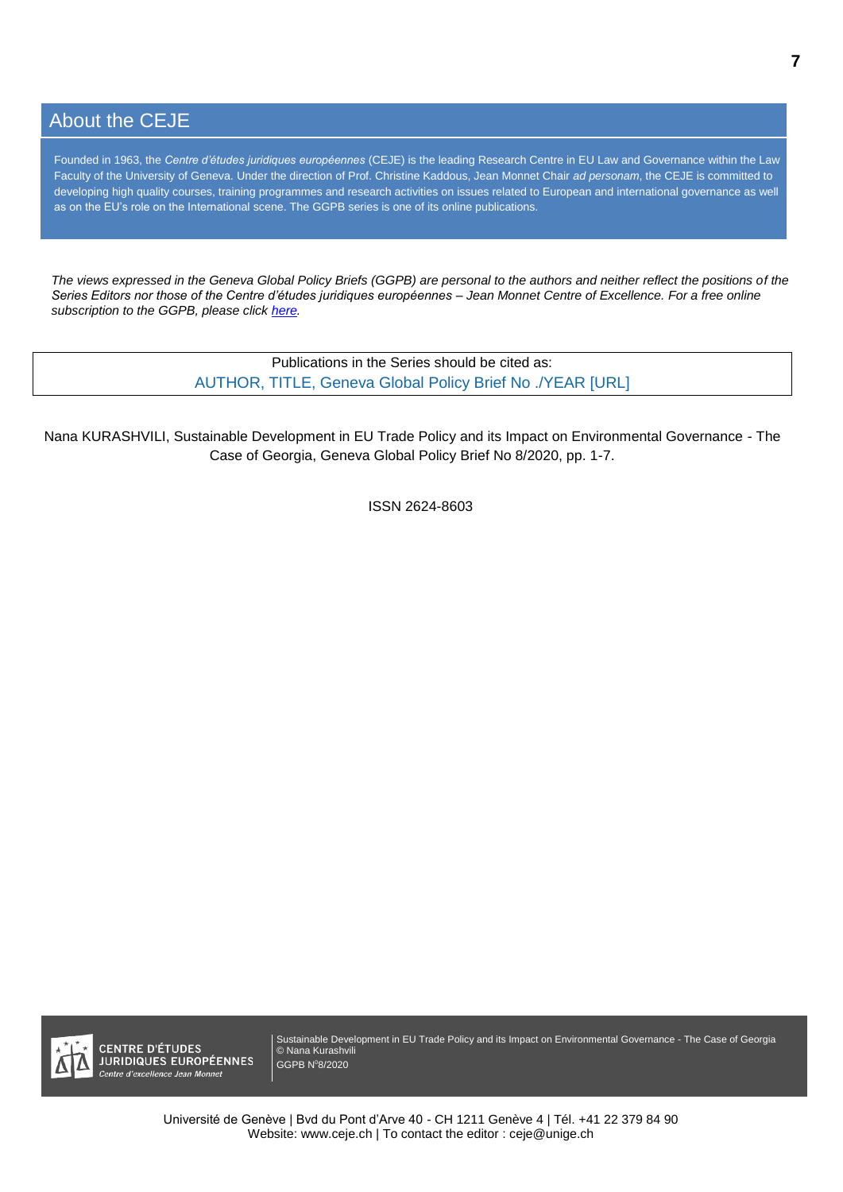## About the CEJE

Founded in 1963, the *Centre d'études juridiques européennes* (CEJE) is the leading Research Centre in EU Law and Governance within the Law Faculty of the University of Geneva. Under the direction of Prof. Christine Kaddous, Jean Monnet Chair *ad personam*, the CEJE is committed to developing high quality courses, training programmes and research activities on issues related to European and international governance as well as on the EU's role on the International scene. The GGPB series is one of its online publications.

*The views expressed in the Geneva Global Policy Briefs (GGPB) are personal to the authors and neither reflect the positions of the Series Editors nor those of the Centre d'études juridiques européennes – Jean Monnet Centre of Excellence. For a free online subscription to the GGPB, please click here.*

Publications in the Series should be cited as:
AUTHOR, TITLE, Geneva Global Policy Brief No ./YEAR [URL]

Nana KURASHVILI, Sustainable Development in EU Trade Policy and its Impact on Environmental Governance - The Case of Georgia, Geneva Global Policy Brief No 8/2020, pp. 1-7.

ISSN 2624-8603

CENTRE D'ÉTUDES JURIDIQUES EUROPÉENNES
*Centre d'excellence Jean Monnet*

Sustainable Development in EU Trade Policy and its Impact on Environmental Governance - The Case of Georgia
© Nana Kurashvili
GGPB N°8/2020

Université de Genève | Bvd du Pont d'Arve 40 - CH 1211 Genève 4 | Tél. +41 22 379 84 90
Website: www.ceje.ch | To contact the editor : ceje@unige.ch